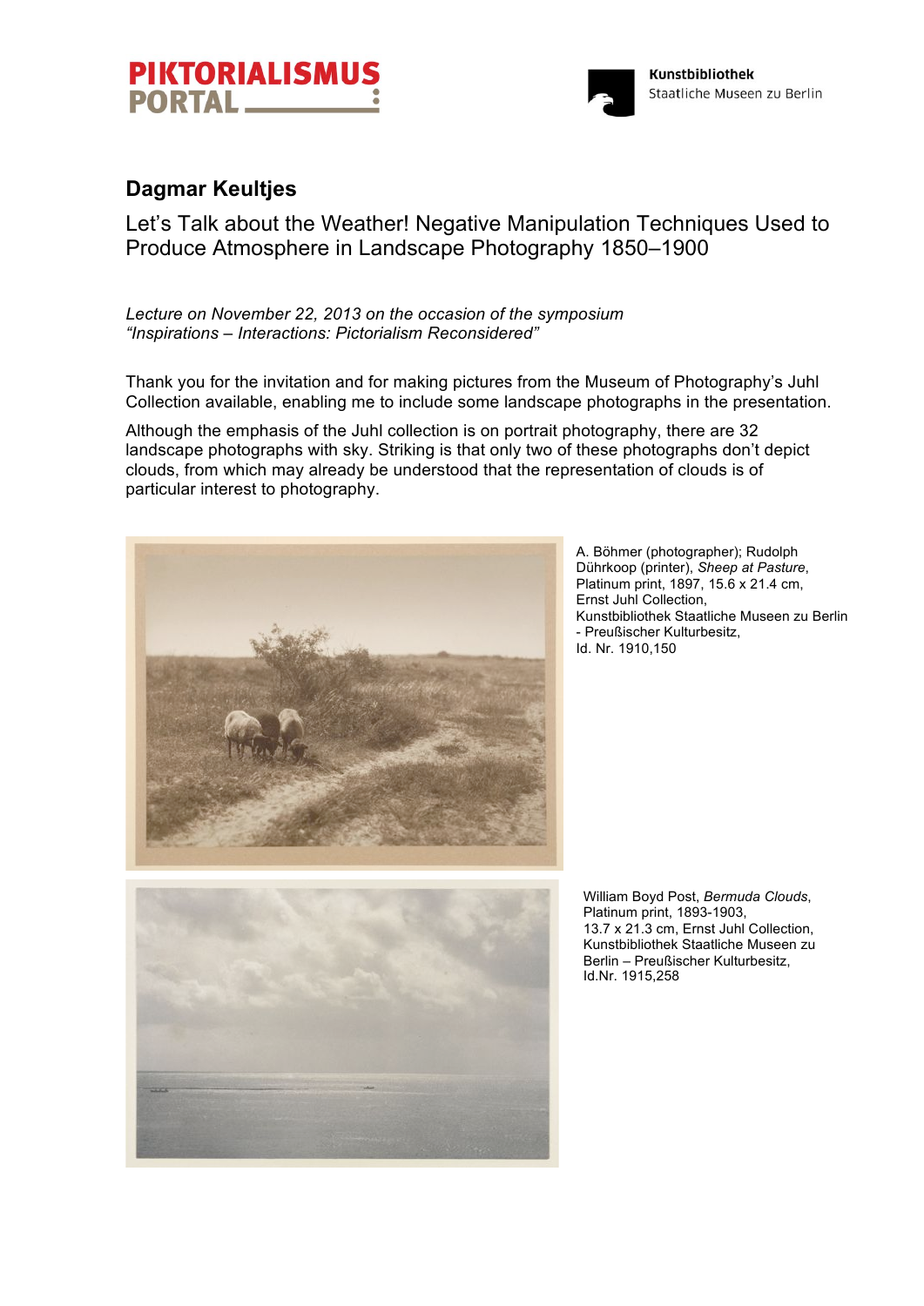# Dagmar Keultjes

## Let's Talk about the Weather! Negative Manipulation Techniques Used to Produce Atmosphere in Landscape Photography 1850–1900

*Lecture on November 22, 2013 on the occasion of the symposium "Inspirations – Interactions: Pictorialism Reconsidered"*

Thank you for the invitation and for making pictures from the Museum of Photography's Juhl Collection available, enabling me to include some landscape photographs in the presentation.

Although the emphasis of the Juhl collection is on portrait photography, there are 32 landscape photographs with sky. Striking is that only two of these photographs don't depict clouds, from which may already be understood that the representation of clouds is of particular interest to photography.

A. Böhmer (photographer); Rudolph Dührkoop (printer), *Sheep at Pasture*, Platinum print, 1897, 15.6 x 21.4 cm, Ernst Juhl Collection, Kunstbibliothek Staatliche Museen zu Berlin - Preußischer Kulturbesitz, Id. Nr. 1910,150

William Boyd Post, *Bermuda Clouds*, Platinum print, 1893-1903, 13.7 x 21.3 cm, Ernst Juhl Collection, Kunstbibliothek Staatliche Museen zu Berlin – Preußischer Kulturbesitz, Id.Nr. 1915,258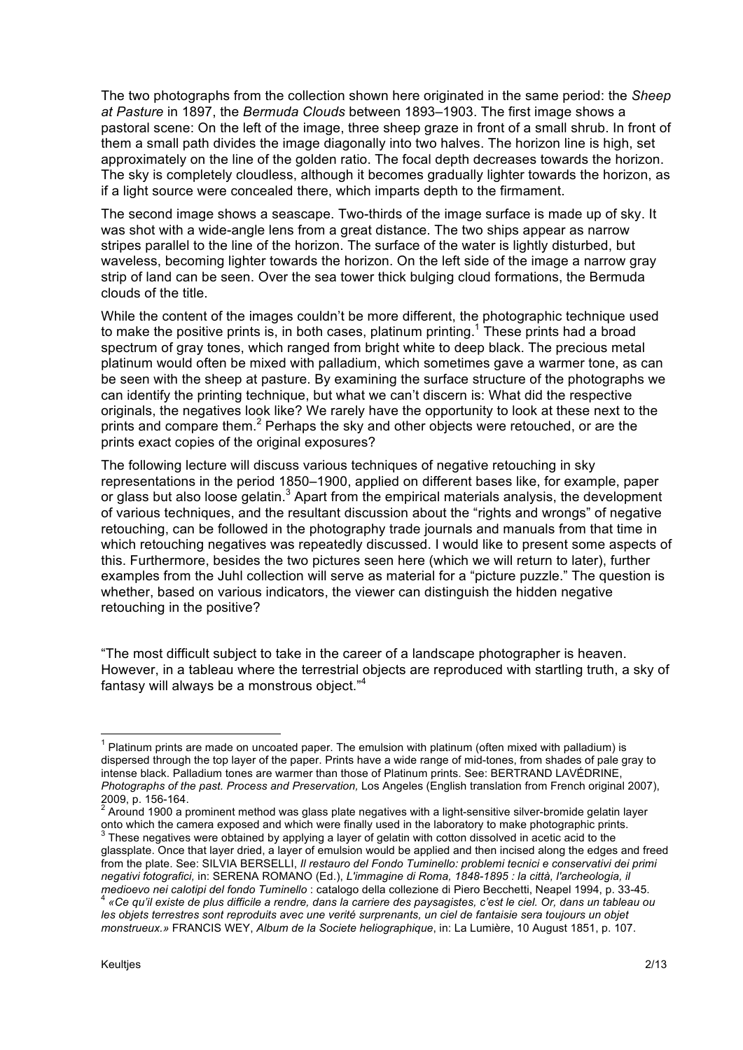The two photographs from the collection shown here originated in the same period: the *Sheep at Pasture* in 1897, the *Bermuda Clouds* between 1893–1903. The first image shows a pastoral scene: On the left of the image, three sheep graze in front of a small shrub. In front of them a small path divides the image diagonally into two halves. The horizon line is high, set approximately on the line of the golden ratio. The focal depth decreases towards the horizon. The sky is completely cloudless, although it becomes gradually lighter towards the horizon, as if a light source were concealed there, which imparts depth to the firmament.

The second image shows a seascape. Two-thirds of the image surface is made up of sky. It was shot with a wide-angle lens from a great distance. The two ships appear as narrow stripes parallel to the line of the horizon. The surface of the water is lightly disturbed, but waveless, becoming lighter towards the horizon. On the left side of the image a narrow gray strip of land can be seen. Over the sea tower thick bulging cloud formations, the Bermuda clouds of the title.

While the content of the images couldn't be more different, the photographic technique used to make the positive prints is, in both cases, platinum printing.[1] These prints had a broad spectrum of gray tones, which ranged from bright white to deep black. The precious metal platinum would often be mixed with palladium, which sometimes gave a warmer tone, as can be seen with the sheep at pasture. By examining the surface structure of the photographs we can identify the printing technique, but what we can't discern is: What did the respective originals, the negatives look like? We rarely have the opportunity to look at these next to the prints and compare them.[2] Perhaps the sky and other objects were retouched, or are the prints exact copies of the original exposures?

The following lecture will discuss various techniques of negative retouching in sky representations in the period 1850–1900, applied on different bases like, for example, paper or glass but also loose gelatin.[3] Apart from the empirical materials analysis, the development of various techniques, and the resultant discussion about the "rights and wrongs" of negative retouching, can be followed in the photography trade journals and manuals from that time in which retouching negatives was repeatedly discussed. I would like to present some aspects of this. Furthermore, besides the two pictures seen here (which we will return to later), further examples from the Juhl collection will serve as material for a "picture puzzle." The question is whether, based on various indicators, the viewer can distinguish the hidden negative retouching in the positive?

"The most difficult subject to take in the career of a landscape photographer is heaven. However, in a tableau where the terrestrial objects are reproduced with startling truth, a sky of fantasy will always be a monstrous object."[4]

---

[1] Platinum prints are made on uncoated paper. The emulsion with platinum (often mixed with palladium) is dispersed through the top layer of the paper. Prints have a wide range of mid-tones, from shades of pale gray to intense black. Palladium tones are warmer than those of Platinum prints. See: BERTRAND LAVÉDRINE, *Photographs of the past. Process and Preservation,* Los Angeles (English translation from French original 2007), 2009, p. 156-164.

[2] Around 1900 a prominent method was glass plate negatives with a light-sensitive silver-bromide gelatin layer onto which the camera exposed and which were finally used in the laboratory to make photographic prints.

[3] These negatives were obtained by applying a layer of gelatin with cotton dissolved in acetic acid to the glassplate. Once that layer dried, a layer of emulsion would be applied and then incised along the edges and freed from the plate. See: SILVIA BERSELLI, *Il restauro del Fondo Tuminello: problemi tecnici e conservativi dei primi negativi fotografici,* in: SERENA ROMANO (Ed.), *L'immagine di Roma, 1848-1895 : la città, l'archeologia, il medioevo nei calotipi del fondo Tuminello* : catalogo della collezione di Piero Becchetti, Neapel 1994, p. 33-45.

[4] *«Ce qu'il existe de plus difficile a rendre, dans la carriere des paysagistes, c'est le ciel. Or, dans un tableau ou les objets terrestres sont reproduits avec une verité surprenants, un ciel de fantaisie sera toujours un objet monstrueux.»* FRANCIS WEY, *Album de la Societe heliographique*, in: La Lumière, 10 August 1851, p. 107.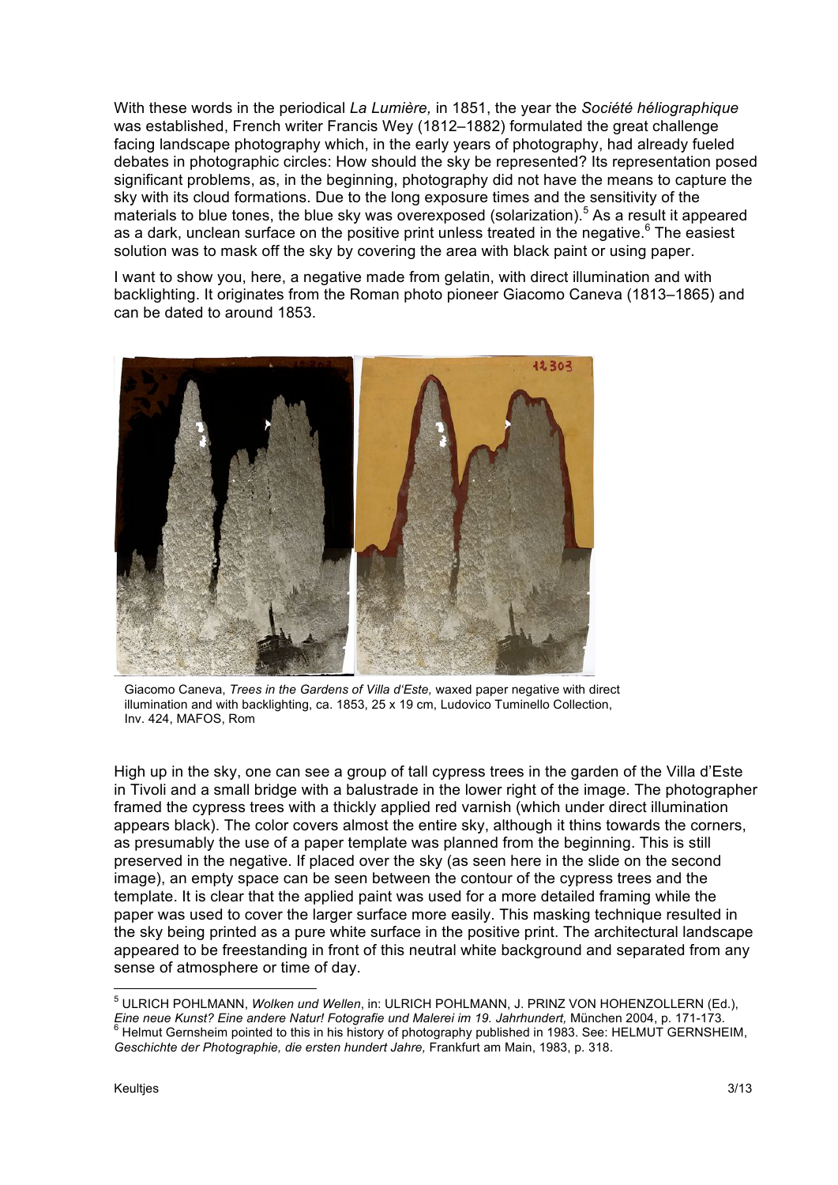With these words in the periodical *La Lumière,* in 1851, the year the *Société héliographique* was established, French writer Francis Wey (1812–1882) formulated the great challenge facing landscape photography which, in the early years of photography, had already fueled debates in photographic circles: How should the sky be represented? Its representation posed significant problems, as, in the beginning, photography did not have the means to capture the sky with its cloud formations. Due to the long exposure times and the sensitivity of the materials to blue tones, the blue sky was overexposed (solarization).[5] As a result it appeared as a dark, unclean surface on the positive print unless treated in the negative.[6] The easiest solution was to mask off the sky by covering the area with black paint or using paper.

I want to show you, here, a negative made from gelatin, with direct illumination and with backlighting. It originates from the Roman photo pioneer Giacomo Caneva (1813–1865) and can be dated to around 1853.

Giacomo Caneva, *Trees in the Gardens of Villa d'Este,* waxed paper negative with direct illumination and with backlighting, ca. 1853, 25 x 19 cm, Ludovico Tuminello Collection, Inv. 424, MAFOS, Rom

High up in the sky, one can see a group of tall cypress trees in the garden of the Villa d'Este in Tivoli and a small bridge with a balustrade in the lower right of the image. The photographer framed the cypress trees with a thickly applied red varnish (which under direct illumination appears black). The color covers almost the entire sky, although it thins towards the corners, as presumably the use of a paper template was planned from the beginning. This is still preserved in the negative. If placed over the sky (as seen here in the slide on the second image), an empty space can be seen between the contour of the cypress trees and the template. It is clear that the applied paint was used for a more detailed framing while the paper was used to cover the larger surface more easily. This masking technique resulted in the sky being printed as a pure white surface in the positive print. The architectural landscape appeared to be freestanding in front of this neutral white background and separated from any sense of atmosphere or time of day.

---

[5] ULRICH POHLMANN, *Wolken und Wellen*, in: ULRICH POHLMANN, J. PRINZ VON HOHENZOLLERN (Ed.), *Eine neue Kunst? Eine andere Natur! Fotografie und Malerei im 19. Jahrhundert,* München 2004, p. 171-173.

[6] Helmut Gernsheim pointed to this in his history of photography published in 1983. See: HELMUT GERNSHEIM, *Geschichte der Photographie, die ersten hundert Jahre,* Frankfurt am Main, 1983, p. 318.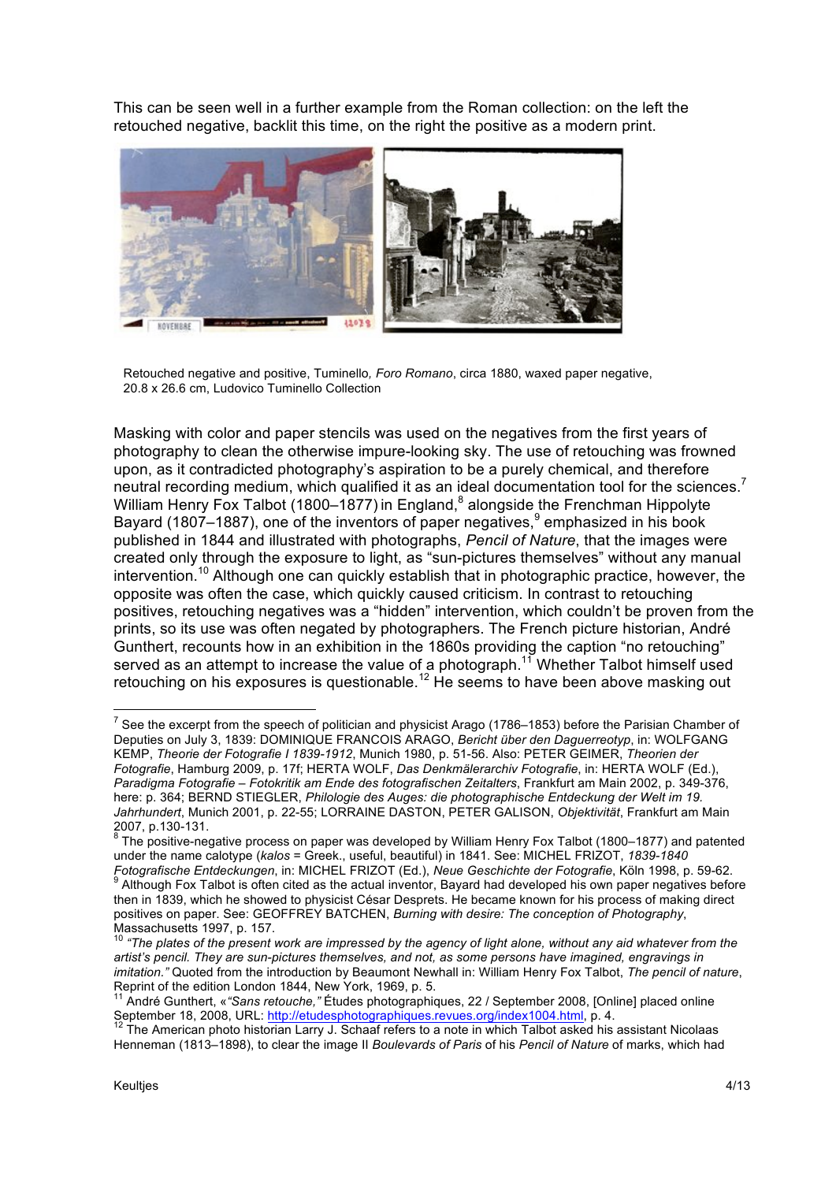This can be seen well in a further example from the Roman collection: on the left the retouched negative, backlit this time, on the right the positive as a modern print.

Retouched negative and positive, Tuminello, *Foro Romano*, circa 1880, waxed paper negative, 20.8 x 26.6 cm, Ludovico Tuminello Collection

Masking with color and paper stencils was used on the negatives from the first years of photography to clean the otherwise impure-looking sky. The use of retouching was frowned upon, as it contradicted photography's aspiration to be a purely chemical, and therefore neutral recording medium, which qualified it as an ideal documentation tool for the sciences.[7] William Henry Fox Talbot (1800–1877) in England,[8] alongside the Frenchman Hippolyte Bayard (1807–1887), one of the inventors of paper negatives,[9] emphasized in his book published in 1844 and illustrated with photographs, *Pencil of Nature*, that the images were created only through the exposure to light, as "sun-pictures themselves" without any manual intervention.[10] Although one can quickly establish that in photographic practice, however, the opposite was often the case, which quickly caused criticism. In contrast to retouching positives, retouching negatives was a "hidden" intervention, which couldn't be proven from the prints, so its use was often negated by photographers. The French picture historian, André Gunthert, recounts how in an exhibition in the 1860s providing the caption "no retouching" served as an attempt to increase the value of a photograph.[11] Whether Talbot himself used retouching on his exposures is questionable.[12] He seems to have been above masking out

---

[7] See the excerpt from the speech of politician and physicist Arago (1786–1853) before the Parisian Chamber of Deputies on July 3, 1839: DOMINIQUE FRANCOIS ARAGO, *Bericht über den Daguerreotyp*, in: WOLFGANG KEMP, *Theorie der Fotografie I 1839-1912*, Munich 1980, p. 51-56. Also: PETER GEIMER, *Theorien der Fotografie*, Hamburg 2009, p. 17f; HERTA WOLF, *Das Denkmälerarchiv Fotografie*, in: HERTA WOLF (Ed.), *Paradigma Fotografie – Fotokritik am Ende des fotografischen Zeitalters*, Frankfurt am Main 2002, p. 349-376, here: p. 364; BERND STIEGLER, *Philologie des Auges: die photographische Entdeckung der Welt im 19. Jahrhundert*, Munich 2001, p. 22-55; LORRAINE DASTON, PETER GALISON, *Objektivität*, Frankfurt am Main 2007, p.130-131.

[8] The positive-negative process on paper was developed by William Henry Fox Talbot (1800–1877) and patented under the name calotype (*kalos* = Greek., useful, beautiful) in 1841. See: MICHEL FRIZOT, *1839-1840 Fotografische Entdeckungen*, in: MICHEL FRIZOT (Ed.), *Neue Geschichte der Fotografie*, Köln 1998, p. 59-62.

[9] Although Fox Talbot is often cited as the actual inventor, Bayard had developed his own paper negatives before then in 1839, which he showed to physicist César Desprets. He became known for his process of making direct positives on paper. See: GEOFFREY BATCHEN, *Burning with desire: The conception of Photography*, Massachusetts 1997, p. 157.

[10] *"The plates of the present work are impressed by the agency of light alone, without any aid whatever from the artist's pencil. They are sun-pictures themselves, and not, as some persons have imagined, engravings in imitation."* Quoted from the introduction by Beaumont Newhall in: William Henry Fox Talbot, *The pencil of nature*, Reprint of the edition London 1844, New York, 1969, p. 5.

[11] André Gunthert, «*"Sans retouche,"* Études photographiques, 22 / September 2008, [Online] placed online September 18, 2008, URL: http://etudesphotographiques.revues.org/index1004.html, p. 4.

[12] The American photo historian Larry J. Schaaf refers to a note in which Talbot asked his assistant Nicolaas Henneman (1813–1898), to clear the image II *Boulevards of Paris* of his *Pencil of Nature* of marks, which had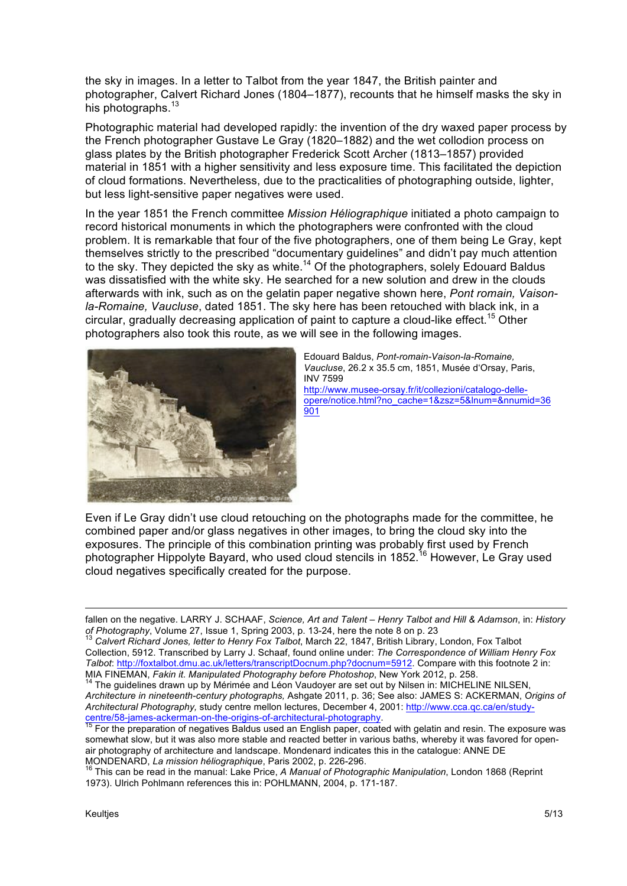the sky in images. In a letter to Talbot from the year 1847, the British painter and photographer, Calvert Richard Jones (1804–1877), recounts that he himself masks the sky in his photographs.[13]

Photographic material had developed rapidly: the invention of the dry waxed paper process by the French photographer Gustave Le Gray (1820–1882) and the wet collodion process on glass plates by the British photographer Frederick Scott Archer (1813–1857) provided material in 1851 with a higher sensitivity and less exposure time. This facilitated the depiction of cloud formations. Nevertheless, due to the practicalities of photographing outside, lighter, but less light-sensitive paper negatives were used.

In the year 1851 the French committee *Mission Héliographique* initiated a photo campaign to record historical monuments in which the photographers were confronted with the cloud problem. It is remarkable that four of the five photographers, one of them being Le Gray, kept themselves strictly to the prescribed "documentary guidelines" and didn't pay much attention to the sky. They depicted the sky as white.[14] Of the photographers, solely Edouard Baldus was dissatisfied with the white sky. He searched for a new solution and drew in the clouds afterwards with ink, such as on the gelatin paper negative shown here, *Pont romain, Vaison-la-Romaine, Vaucluse*, dated 1851. The sky here has been retouched with black ink, in a circular, gradually decreasing application of paint to capture a cloud-like effect.[15] Other photographers also took this route, as we will see in the following images.

Edouard Baldus, *Pont-romain-Vaison-la-Romaine, Vaucluse*, 26.2 x 35.5 cm, 1851, Musée d'Orsay, Paris, INV 7599
http://www.musee-orsay.fr/it/collezioni/catalogo-delle-opere/notice.html?no_cache=1&zsz=5&lnum=&nnumid=36901

Even if Le Gray didn't use cloud retouching on the photographs made for the committee, he combined paper and/or glass negatives in other images, to bring the cloud sky into the exposures. The principle of this combination printing was probably first used by French photographer Hippolyte Bayard, who used cloud stencils in 1852.[16] However, Le Gray used cloud negatives specifically created for the purpose.

---

fallen on the negative. LARRY J. SCHAAF, *Science, Art and Talent – Henry Talbot and Hill & Adamson*, in: *History of Photography*, Volume 27, Issue 1, Spring 2003, p. 13-24, here the note 8 on p. 23

[13] *Calvert Richard Jones, letter to Henry Fox Talbot*, March 22, 1847, British Library, London, Fox Talbot Collection, 5912. Transcribed by Larry J. Schaaf, found online under: *The Correspondence of William Henry Fox Talbot*: http://foxtalbot.dmu.ac.uk/letters/transcriptDocnum.php?docnum=5912. Compare with this footnote 2 in: MIA FINEMAN, *Fakin it. Manipulated Photography before Photoshop*, New York 2012, p. 258.

[14] The guidelines drawn up by Mérimée and Léon Vaudoyer are set out by Nilsen in: MICHELINE NILSEN, *Architecture in nineteenth-century photographs,* Ashgate 2011, p. 36; See also: JAMES S: ACKERMAN, *Origins of Architectural Photography,* study centre mellon lectures, December 4, 2001: http://www.cca.qc.ca/en/study-centre/58-james-ackerman-on-the-origins-of-architectural-photography.

[15] For the preparation of negatives Baldus used an English paper, coated with gelatin and resin. The exposure was somewhat slow, but it was also more stable and reacted better in various baths, whereby it was favored for open-air photography of architecture and landscape. Mondenard indicates this in the catalogue: ANNE DE MONDENARD, *La mission héliographique*, Paris 2002, p. 226-296.

[16] This can be read in the manual: Lake Price, *A Manual of Photographic Manipulation*, London 1868 (Reprint 1973). Ulrich Pohlmann references this in: POHLMANN, 2004, p. 171-187.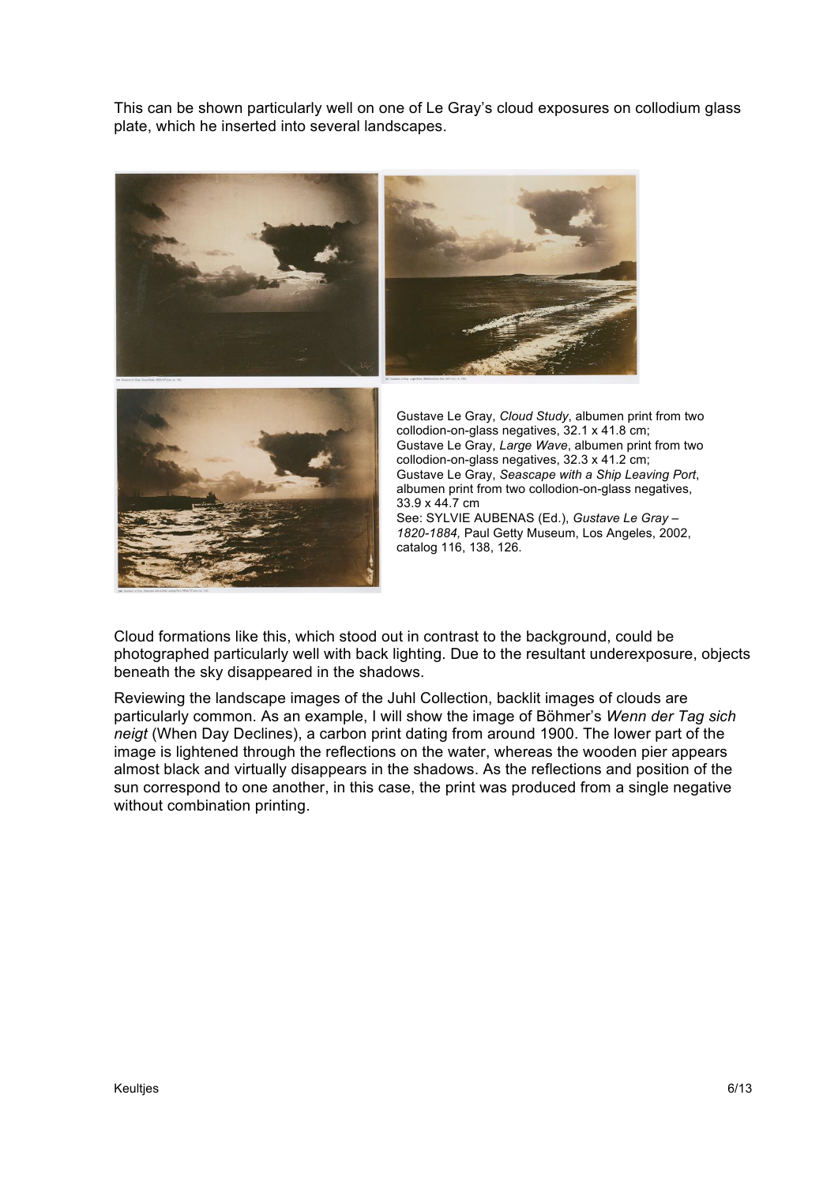This can be shown particularly well on one of Le Gray's cloud exposures on collodium glass plate, which he inserted into several landscapes.

Gustave Le Gray, *Cloud Study*, albumen print from two collodion-on-glass negatives, 32.1 x 41.8 cm;
Gustave Le Gray, *Large Wave*, albumen print from two collodion-on-glass negatives, 32.3 x 41.2 cm;
Gustave Le Gray, *Seascape with a Ship Leaving Port*, albumen print from two collodion-on-glass negatives, 33.9 x 44.7 cm
See: SYLVIE AUBENAS (Ed.), *Gustave Le Gray – 1820-1884,* Paul Getty Museum, Los Angeles, 2002, catalog 116, 138, 126.

Cloud formations like this, which stood out in contrast to the background, could be photographed particularly well with back lighting. Due to the resultant underexposure, objects beneath the sky disappeared in the shadows.

Reviewing the landscape images of the Juhl Collection, backlit images of clouds are particularly common. As an example, I will show the image of Böhmer's *Wenn der Tag sich neigt* (When Day Declines), a carbon print dating from around 1900. The lower part of the image is lightened through the reflections on the water, whereas the wooden pier appears almost black and virtually disappears in the shadows. As the reflections and position of the sun correspond to one another, in this case, the print was produced from a single negative without combination printing.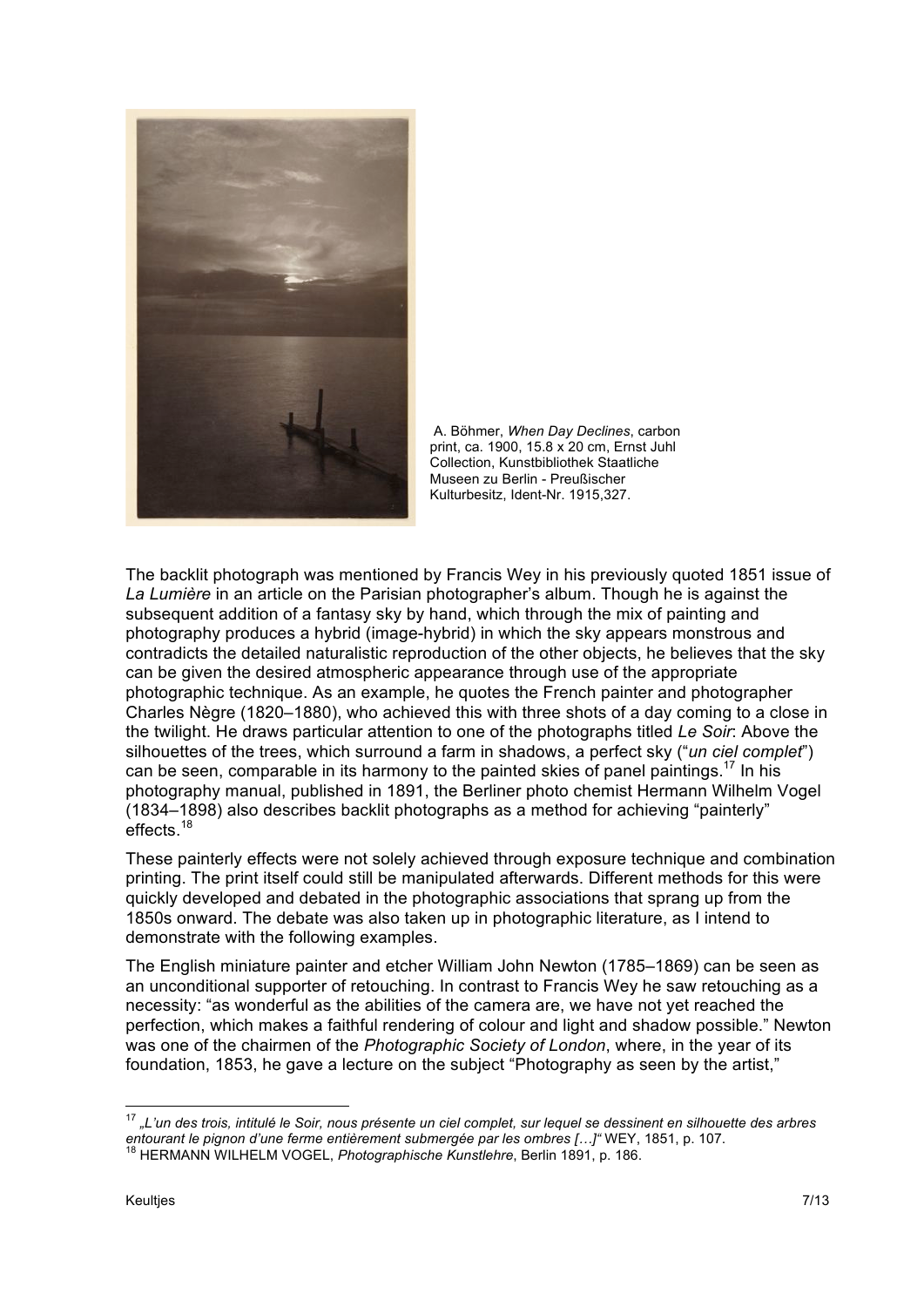A. Böhmer, *When Day Declines*, carbon print, ca. 1900, 15.8 x 20 cm, Ernst Juhl Collection, Kunstbibliothek Staatliche Museen zu Berlin - Preußischer Kulturbesitz, Ident-Nr. 1915,327.

The backlit photograph was mentioned by Francis Wey in his previously quoted 1851 issue of *La Lumière* in an article on the Parisian photographer's album. Though he is against the subsequent addition of a fantasy sky by hand, which through the mix of painting and photography produces a hybrid (image-hybrid) in which the sky appears monstrous and contradicts the detailed naturalistic reproduction of the other objects, he believes that the sky can be given the desired atmospheric appearance through use of the appropriate photographic technique. As an example, he quotes the French painter and photographer Charles Nègre (1820–1880), who achieved this with three shots of a day coming to a close in the twilight. He draws particular attention to one of the photographs titled *Le Soir*: Above the silhouettes of the trees, which surround a farm in shadows, a perfect sky ("*un ciel complet*") can be seen, comparable in its harmony to the painted skies of panel paintings.[17] In his photography manual, published in 1891, the Berliner photo chemist Hermann Wilhelm Vogel (1834–1898) also describes backlit photographs as a method for achieving "painterly" effects.[18]

These painterly effects were not solely achieved through exposure technique and combination printing. The print itself could still be manipulated afterwards. Different methods for this were quickly developed and debated in the photographic associations that sprang up from the 1850s onward. The debate was also taken up in photographic literature, as I intend to demonstrate with the following examples.

The English miniature painter and etcher William John Newton (1785–1869) can be seen as an unconditional supporter of retouching. In contrast to Francis Wey he saw retouching as a necessity: "as wonderful as the abilities of the camera are, we have not yet reached the perfection, which makes a faithful rendering of colour and light and shadow possible." Newton was one of the chairmen of the *Photographic Society of London*, where, in the year of its foundation, 1853, he gave a lecture on the subject "Photography as seen by the artist,"

---

[17] *„L'un des trois, intitulé le Soir, nous présente un ciel complet, sur lequel se dessinent en silhouette des arbres entourant le pignon d'une ferme entièrement submergée par les ombres […]"* WEY, 1851, p. 107.

[18] HERMANN WILHELM VOGEL, *Photographische Kunstlehre*, Berlin 1891, p. 186.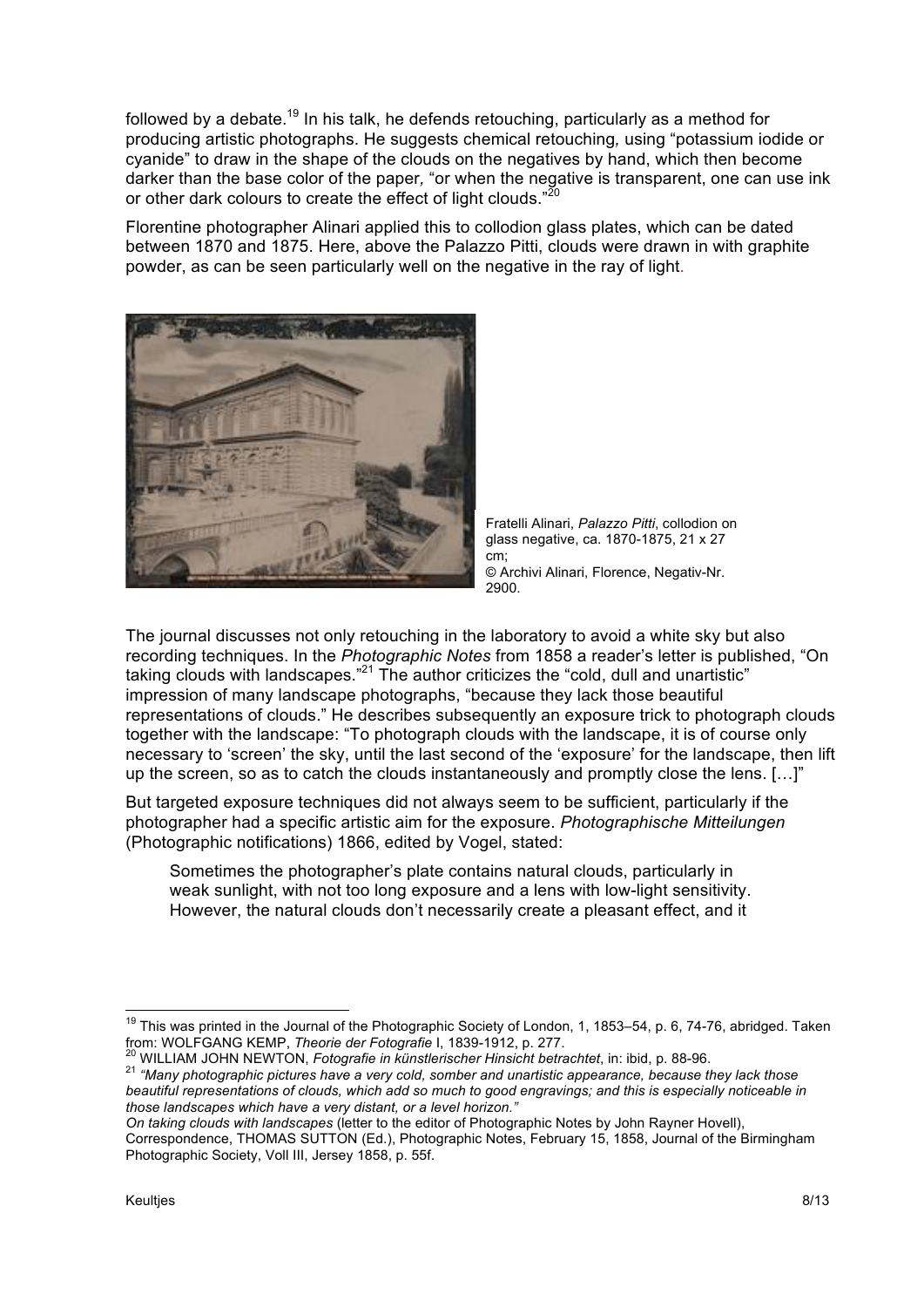followed by a debate.[19] In his talk, he defends retouching, particularly as a method for producing artistic photographs. He suggests chemical retouching, using "potassium iodide or cyanide" to draw in the shape of the clouds on the negatives by hand, which then become darker than the base color of the paper, "or when the negative is transparent, one can use ink or other dark colours to create the effect of light clouds."[20]

Florentine photographer Alinari applied this to collodion glass plates, which can be dated between 1870 and 1875. Here, above the Palazzo Pitti, clouds were drawn in with graphite powder, as can be seen particularly well on the negative in the ray of light.

Fratelli Alinari, *Palazzo Pitti*, collodion on glass negative, ca. 1870-1875, 21 x 27 cm;
© Archivi Alinari, Florence, Negativ-Nr. 2900.

The journal discusses not only retouching in the laboratory to avoid a white sky but also recording techniques. In the *Photographic Notes* from 1858 a reader's letter is published, "On taking clouds with landscapes."[21] The author criticizes the "cold, dull and unartistic" impression of many landscape photographs, "because they lack those beautiful representations of clouds." He describes subsequently an exposure trick to photograph clouds together with the landscape: "To photograph clouds with the landscape, it is of course only necessary to 'screen' the sky, until the last second of the 'exposure' for the landscape, then lift up the screen, so as to catch the clouds instantaneously and promptly close the lens. […]"

But targeted exposure techniques did not always seem to be sufficient, particularly if the photographer had a specific artistic aim for the exposure. *Photographische Mitteilungen* (Photographic notifications) 1866, edited by Vogel, stated:

> Sometimes the photographer's plate contains natural clouds, particularly in weak sunlight, with not too long exposure and a lens with low-light sensitivity. However, the natural clouds don't necessarily create a pleasant effect, and it

---

[19] This was printed in the Journal of the Photographic Society of London, 1, 1853–54, p. 6, 74-76, abridged. Taken from: WOLFGANG KEMP, *Theorie der Fotografie* I, 1839-1912, p. 277.

[20] WILLIAM JOHN NEWTON, *Fotografie in künstlerischer Hinsicht betrachtet*, in: ibid, p. 88-96.

[21] *"Many photographic pictures have a very cold, somber and unartistic appearance, because they lack those beautiful representations of clouds, which add so much to good engravings; and this is especially noticeable in those landscapes which have a very distant, or a level horizon."*
*On taking clouds with landscapes* (letter to the editor of Photographic Notes by John Rayner Hovell), Correspondence, THOMAS SUTTON (Ed.), Photographic Notes, February 15, 1858, Journal of the Birmingham Photographic Society, Voll III, Jersey 1858, p. 55f.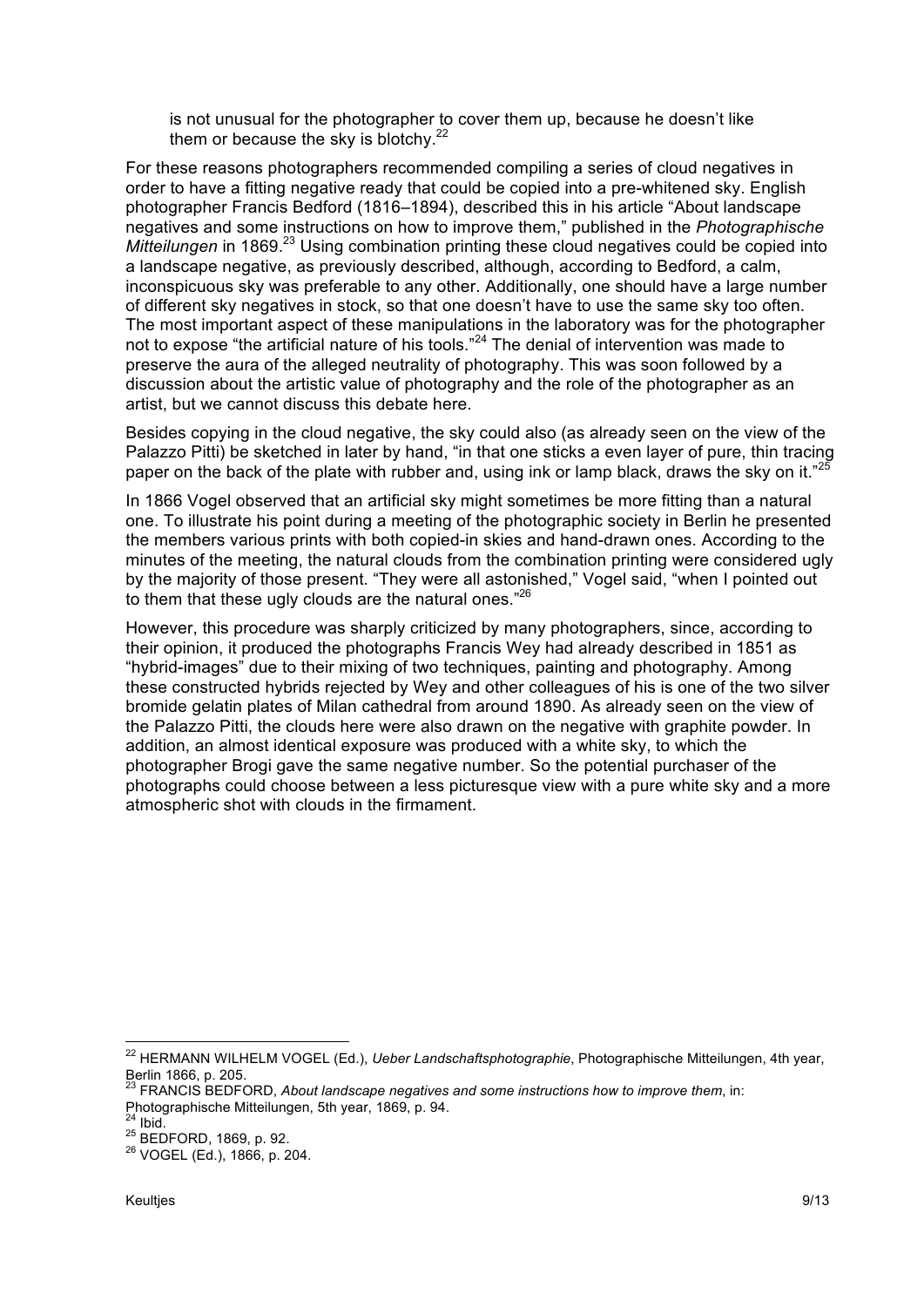> is not unusual for the photographer to cover them up, because he doesn't like them or because the sky is blotchy.[22]

For these reasons photographers recommended compiling a series of cloud negatives in order to have a fitting negative ready that could be copied into a pre-whitened sky. English photographer Francis Bedford (1816–1894), described this in his article "About landscape negatives and some instructions on how to improve them," published in the *Photographische Mitteilungen* in 1869.[23] Using combination printing these cloud negatives could be copied into a landscape negative, as previously described, although, according to Bedford, a calm, inconspicuous sky was preferable to any other. Additionally, one should have a large number of different sky negatives in stock, so that one doesn't have to use the same sky too often. The most important aspect of these manipulations in the laboratory was for the photographer not to expose "the artificial nature of his tools."[24] The denial of intervention was made to preserve the aura of the alleged neutrality of photography. This was soon followed by a discussion about the artistic value of photography and the role of the photographer as an artist, but we cannot discuss this debate here.

Besides copying in the cloud negative, the sky could also (as already seen on the view of the Palazzo Pitti) be sketched in later by hand, "in that one sticks a even layer of pure, thin tracing paper on the back of the plate with rubber and, using ink or lamp black, draws the sky on it."[25]

In 1866 Vogel observed that an artificial sky might sometimes be more fitting than a natural one. To illustrate his point during a meeting of the photographic society in Berlin he presented the members various prints with both copied-in skies and hand-drawn ones. According to the minutes of the meeting, the natural clouds from the combination printing were considered ugly by the majority of those present. "They were all astonished," Vogel said, "when I pointed out to them that these ugly clouds are the natural ones."[26]

However, this procedure was sharply criticized by many photographers, since, according to their opinion, it produced the photographs Francis Wey had already described in 1851 as "hybrid-images" due to their mixing of two techniques, painting and photography. Among these constructed hybrids rejected by Wey and other colleagues of his is one of the two silver bromide gelatin plates of Milan cathedral from around 1890. As already seen on the view of the Palazzo Pitti, the clouds here were also drawn on the negative with graphite powder. In addition, an almost identical exposure was produced with a white sky, to which the photographer Brogi gave the same negative number. So the potential purchaser of the photographs could choose between a less picturesque view with a pure white sky and a more atmospheric shot with clouds in the firmament.

---

[22] HERMANN WILHELM VOGEL (Ed.), *Ueber Landschaftsphotographie*, Photographische Mitteilungen, 4th year, Berlin 1866, p. 205.

[23] FRANCIS BEDFORD, *About landscape negatives and some instructions how to improve them*, in: Photographische Mitteilungen, 5th year, 1869, p. 94.

[24] Ibid.

[25] BEDFORD, 1869, p. 92.

[26] VOGEL (Ed.), 1866, p. 204.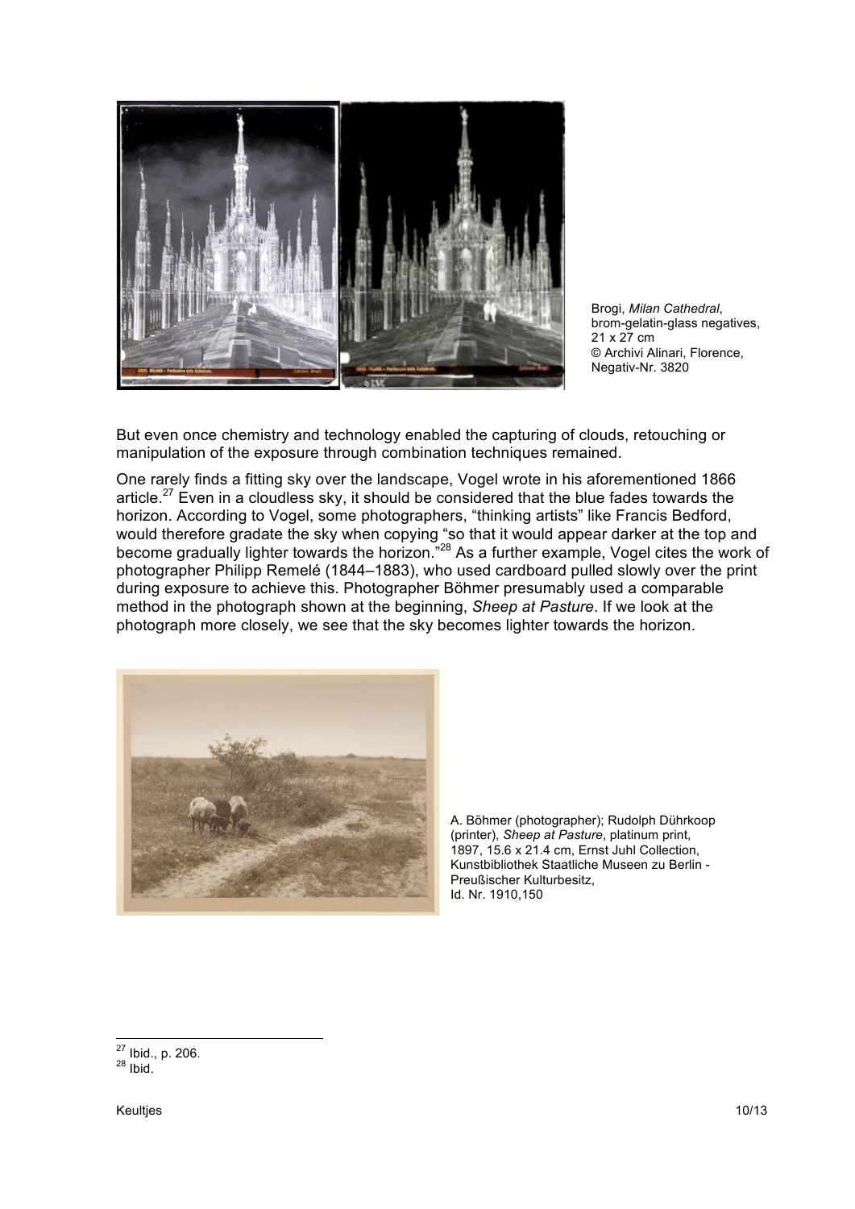Brogi, *Milan Cathedral*, brom-gelatin-glass negatives, 21 x 27 cm © Archivi Alinari, Florence, Negativ-Nr. 3820

But even once chemistry and technology enabled the capturing of clouds, retouching or manipulation of the exposure through combination techniques remained.

One rarely finds a fitting sky over the landscape, Vogel wrote in his aforementioned 1866 article.[27] Even in a cloudless sky, it should be considered that the blue fades towards the horizon. According to Vogel, some photographers, "thinking artists" like Francis Bedford, would therefore gradate the sky when copying "so that it would appear darker at the top and become gradually lighter towards the horizon."[28] As a further example, Vogel cites the work of photographer Philipp Remelé (1844–1883), who used cardboard pulled slowly over the print during exposure to achieve this. Photographer Böhmer presumably used a comparable method in the photograph shown at the beginning, *Sheep at Pasture*. If we look at the photograph more closely, we see that the sky becomes lighter towards the horizon.

A. Böhmer (photographer); Rudolph Dührkoop (printer), *Sheep at Pasture*, platinum print, 1897, 15.6 x 21.4 cm, Ernst Juhl Collection, Kunstbibliothek Staatliche Museen zu Berlin - Preußischer Kulturbesitz, Id. Nr. 1910,150

---

[27] Ibid., p. 206.

[28] Ibid.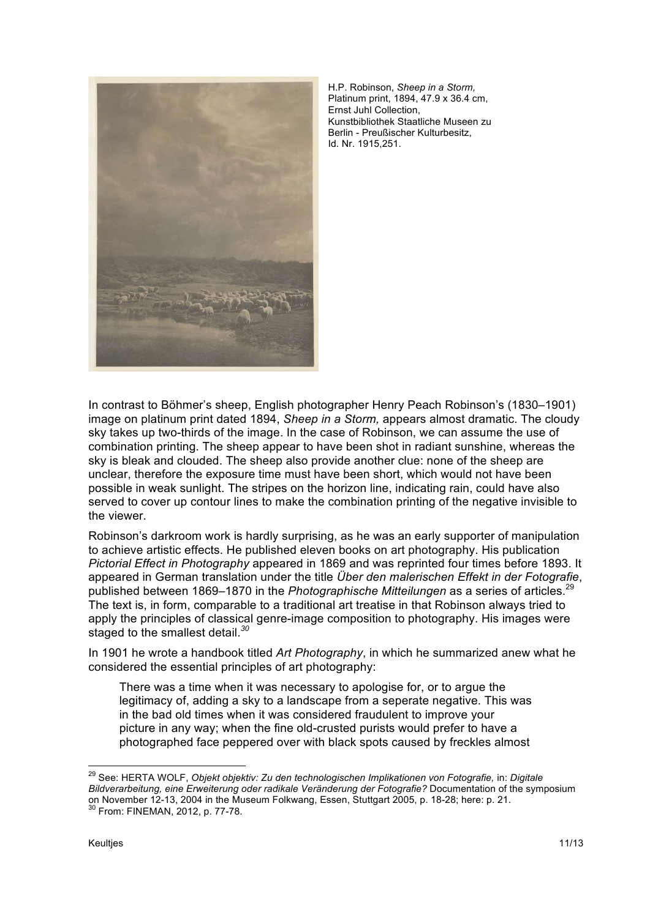H.P. Robinson, *Sheep in a Storm,* Platinum print, 1894, 47.9 x 36.4 cm, Ernst Juhl Collection, Kunstbibliothek Staatliche Museen zu Berlin - Preußischer Kulturbesitz, Id. Nr. 1915,251.

In contrast to Böhmer's sheep, English photographer Henry Peach Robinson's (1830–1901) image on platinum print dated 1894, *Sheep in a Storm,* appears almost dramatic. The cloudy sky takes up two-thirds of the image. In the case of Robinson, we can assume the use of combination printing. The sheep appear to have been shot in radiant sunshine, whereas the sky is bleak and clouded. The sheep also provide another clue: none of the sheep are unclear, therefore the exposure time must have been short, which would not have been possible in weak sunlight. The stripes on the horizon line, indicating rain, could have also served to cover up contour lines to make the combination printing of the negative invisible to the viewer.

Robinson's darkroom work is hardly surprising, as he was an early supporter of manipulation to achieve artistic effects. He published eleven books on art photography. His publication *Pictorial Effect in Photography* appeared in 1869 and was reprinted four times before 1893. It appeared in German translation under the title *Über den malerischen Effekt in der Fotografie*, published between 1869–1870 in the *Photographische Mitteilungen* as a series of articles.[29] The text is, in form, comparable to a traditional art treatise in that Robinson always tried to apply the principles of classical genre-image composition to photography. His images were staged to the smallest detail.[30]

In 1901 he wrote a handbook titled *Art Photography*, in which he summarized anew what he considered the essential principles of art photography:

> There was a time when it was necessary to apologise for, or to argue the legitimacy of, adding a sky to a landscape from a seperate negative. This was in the bad old times when it was considered fraudulent to improve your picture in any way; when the fine old-crusted purists would prefer to have a photographed face peppered over with black spots caused by freckles almost

---

[29] See: HERTA WOLF, *Objekt objektiv: Zu den technologischen Implikationen von Fotografie,* in: *Digitale Bildverarbeitung, eine Erweiterung oder radikale Veränderung der Fotografie?* Documentation of the symposium on November 12-13, 2004 in the Museum Folkwang, Essen, Stuttgart 2005, p. 18-28; here: p. 21.

[30] From: FINEMAN, 2012, p. 77-78.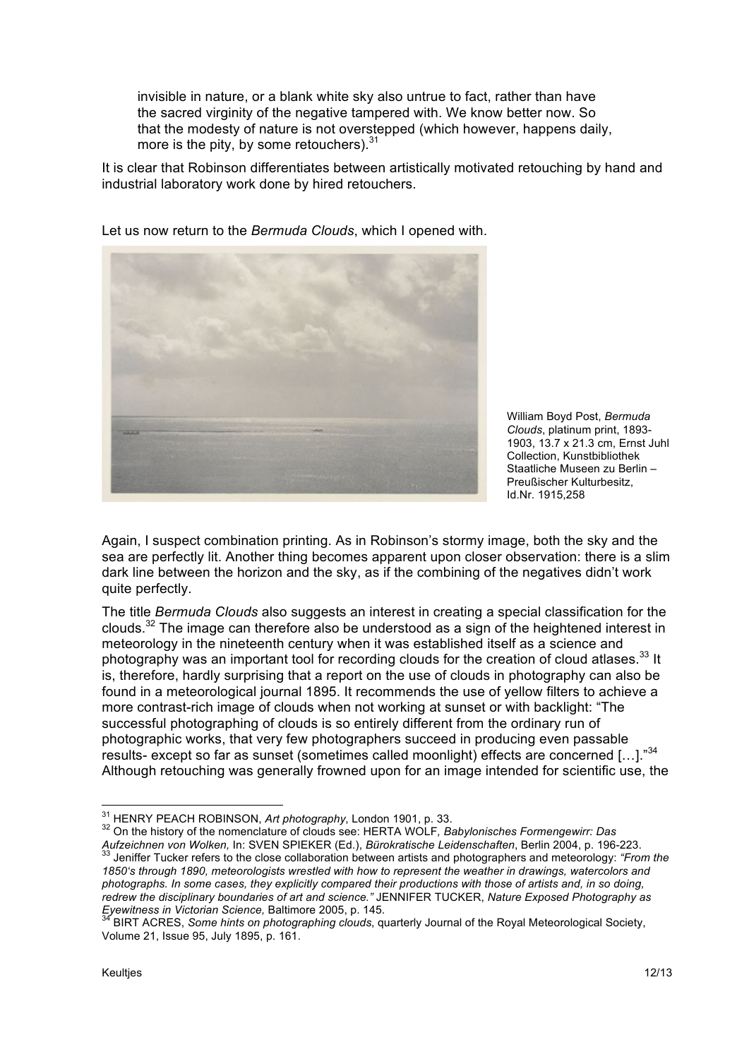> invisible in nature, or a blank white sky also untrue to fact, rather than have the sacred virginity of the negative tampered with. We know better now. So that the modesty of nature is not overstepped (which however, happens daily, more is the pity, by some retouchers).[31]

It is clear that Robinson differentiates between artistically motivated retouching by hand and industrial laboratory work done by hired retouchers.

Let us now return to the *Bermuda Clouds*, which I opened with.

William Boyd Post, *Bermuda Clouds*, platinum print, 1893-1903, 13.7 x 21.3 cm, Ernst Juhl Collection, Kunstbibliothek Staatliche Museen zu Berlin – Preußischer Kulturbesitz, Id.Nr. 1915,258

Again, I suspect combination printing. As in Robinson's stormy image, both the sky and the sea are perfectly lit. Another thing becomes apparent upon closer observation: there is a slim dark line between the horizon and the sky, as if the combining of the negatives didn't work quite perfectly.

The title *Bermuda Clouds* also suggests an interest in creating a special classification for the clouds.[32] The image can therefore also be understood as a sign of the heightened interest in meteorology in the nineteenth century when it was established itself as a science and photography was an important tool for recording clouds for the creation of cloud atlases.[33] It is, therefore, hardly surprising that a report on the use of clouds in photography can also be found in a meteorological journal 1895. It recommends the use of yellow filters to achieve a more contrast-rich image of clouds when not working at sunset or with backlight: "The successful photographing of clouds is so entirely different from the ordinary run of photographic works, that very few photographers succeed in producing even passable results- except so far as sunset (sometimes called moonlight) effects are concerned […]."[34] Although retouching was generally frowned upon for an image intended for scientific use, the

---

[31] HENRY PEACH ROBINSON, *Art photography*, London 1901, p. 33.

[32] On the history of the nomenclature of clouds see: HERTA WOLF, *Babylonisches Formengewirr: Das Aufzeichnen von Wolken,* In: SVEN SPIEKER (Ed.), *Bürokratische Leidenschaften*, Berlin 2004, p. 196-223.

[33] Jeniffer Tucker refers to the close collaboration between artists and photographers and meteorology: *"From the 1850's through 1890, meteorologists wrestled with how to represent the weather in drawings, watercolors and photographs. In some cases, they explicitly compared their productions with those of artists and, in so doing, redrew the disciplinary boundaries of art and science."* JENNIFER TUCKER, *Nature Exposed Photography as Eyewitness in Victorian Science,* Baltimore 2005, p. 145.

[34] BIRT ACRES, *Some hints on photographing clouds*, quarterly Journal of the Royal Meteorological Society, Volume 21, Issue 95, July 1895, p. 161.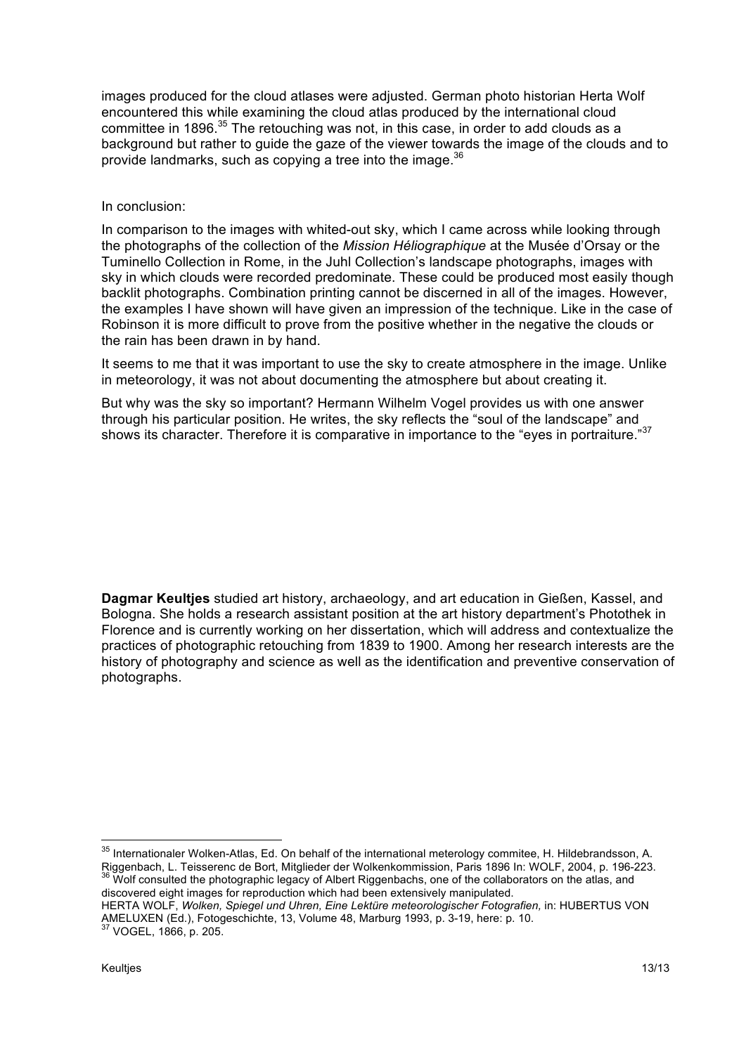images produced for the cloud atlases were adjusted. German photo historian Herta Wolf encountered this while examining the cloud atlas produced by the international cloud committee in 1896.[35] The retouching was not, in this case, in order to add clouds as a background but rather to guide the gaze of the viewer towards the image of the clouds and to provide landmarks, such as copying a tree into the image.[36]

In conclusion:

In comparison to the images with whited-out sky, which I came across while looking through the photographs of the collection of the *Mission Héliographique* at the Musée d'Orsay or the Tuminello Collection in Rome, in the Juhl Collection's landscape photographs, images with sky in which clouds were recorded predominate. These could be produced most easily though backlit photographs. Combination printing cannot be discerned in all of the images. However, the examples I have shown will have given an impression of the technique. Like in the case of Robinson it is more difficult to prove from the positive whether in the negative the clouds or the rain has been drawn in by hand.

It seems to me that it was important to use the sky to create atmosphere in the image. Unlike in meteorology, it was not about documenting the atmosphere but about creating it.

But why was the sky so important? Hermann Wilhelm Vogel provides us with one answer through his particular position. He writes, the sky reflects the "soul of the landscape" and shows its character. Therefore it is comparative in importance to the "eyes in portraiture."[37]

**Dagmar Keultjes** studied art history, archaeology, and art education in Gießen, Kassel, and Bologna. She holds a research assistant position at the art history department's Photothek in Florence and is currently working on her dissertation, which will address and contextualize the practices of photographic retouching from 1839 to 1900. Among her research interests are the history of photography and science as well as the identification and preventive conservation of photographs.

---

[35] Internationaler Wolken-Atlas, Ed. On behalf of the international meterology commitee, H. Hildebrandsson, A. Riggenbach, L. Teisserenc de Bort, Mitglieder der Wolkenkommission, Paris 1896 In: WOLF, 2004, p. 196-223.

[36] Wolf consulted the photographic legacy of Albert Riggenbachs, one of the collaborators on the atlas, and discovered eight images for reproduction which had been extensively manipulated.
HERTA WOLF, *Wolken, Spiegel und Uhren, Eine Lektüre meteorologischer Fotografien,* in: HUBERTUS VON AMELUXEN (Ed.), Fotogeschichte, 13, Volume 48, Marburg 1993, p. 3-19, here: p. 10.

[37] VOGEL, 1866, p. 205.